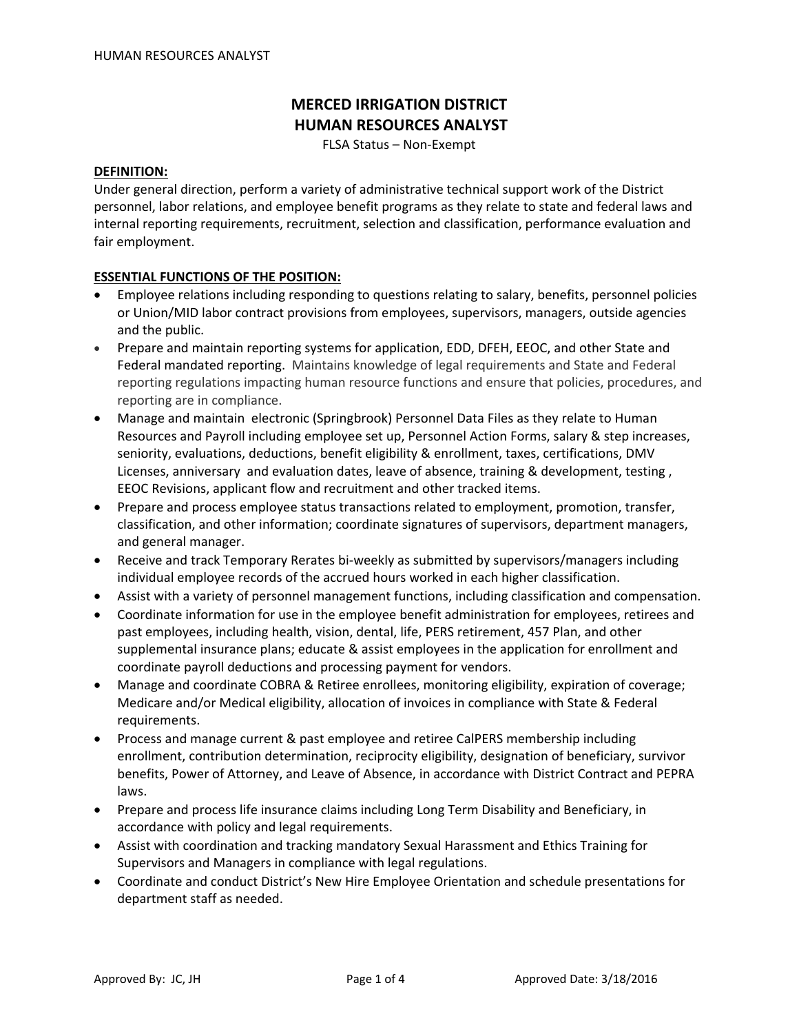# MERCED IRRIGATION DISTRICT
# HUMAN RESOURCES ANALYST

FLSA Status – Non-Exempt

**DEFINITION:**

Under general direction, perform a variety of administrative technical support work of the District personnel, labor relations, and employee benefit programs as they relate to state and federal laws and internal reporting requirements, recruitment, selection and classification, performance evaluation and fair employment.

**ESSENTIAL FUNCTIONS OF THE POSITION:**

- Employee relations including responding to questions relating to salary, benefits, personnel policies or Union/MID labor contract provisions from employees, supervisors, managers, outside agencies and the public.
- Prepare and maintain reporting systems for application, EDD, DFEH, EEOC, and other State and Federal mandated reporting. Maintains knowledge of legal requirements and State and Federal reporting regulations impacting human resource functions and ensure that policies, procedures, and reporting are in compliance.
- Manage and maintain electronic (Springbrook) Personnel Data Files as they relate to Human Resources and Payroll including employee set up, Personnel Action Forms, salary & step increases, seniority, evaluations, deductions, benefit eligibility & enrollment, taxes, certifications, DMV Licenses, anniversary and evaluation dates, leave of absence, training & development, testing , EEOC Revisions, applicant flow and recruitment and other tracked items.
- Prepare and process employee status transactions related to employment, promotion, transfer, classification, and other information; coordinate signatures of supervisors, department managers, and general manager.
- Receive and track Temporary Rerates bi-weekly as submitted by supervisors/managers including individual employee records of the accrued hours worked in each higher classification.
- Assist with a variety of personnel management functions, including classification and compensation.
- Coordinate information for use in the employee benefit administration for employees, retirees and past employees, including health, vision, dental, life, PERS retirement, 457 Plan, and other supplemental insurance plans; educate & assist employees in the application for enrollment and coordinate payroll deductions and processing payment for vendors.
- Manage and coordinate COBRA & Retiree enrollees, monitoring eligibility, expiration of coverage; Medicare and/or Medical eligibility, allocation of invoices in compliance with State & Federal requirements.
- Process and manage current & past employee and retiree CalPERS membership including enrollment, contribution determination, reciprocity eligibility, designation of beneficiary, survivor benefits, Power of Attorney, and Leave of Absence, in accordance with District Contract and PEPRA laws.
- Prepare and process life insurance claims including Long Term Disability and Beneficiary, in accordance with policy and legal requirements.
- Assist with coordination and tracking mandatory Sexual Harassment and Ethics Training for Supervisors and Managers in compliance with legal regulations.
- Coordinate and conduct District's New Hire Employee Orientation and schedule presentations for department staff as needed.

Approved By: JC, JH

Approved Date: 3/18/2016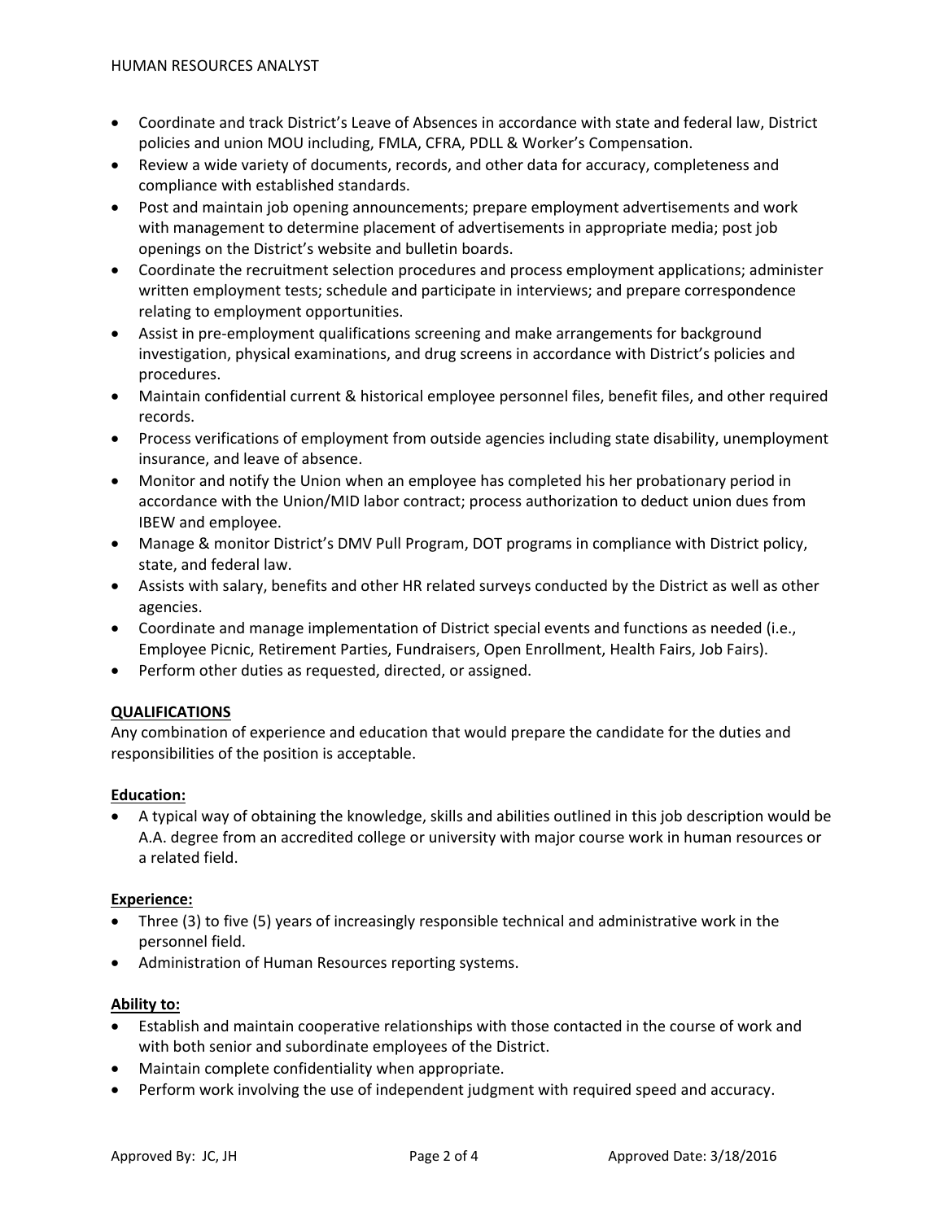- Coordinate and track District's Leave of Absences in accordance with state and federal law, District policies and union MOU including, FMLA, CFRA, PDLL & Worker's Compensation.
- Review a wide variety of documents, records, and other data for accuracy, completeness and compliance with established standards.
- Post and maintain job opening announcements; prepare employment advertisements and work with management to determine placement of advertisements in appropriate media; post job openings on the District's website and bulletin boards.
- Coordinate the recruitment selection procedures and process employment applications; administer written employment tests; schedule and participate in interviews; and prepare correspondence relating to employment opportunities.
- Assist in pre-employment qualifications screening and make arrangements for background investigation, physical examinations, and drug screens in accordance with District's policies and procedures.
- Maintain confidential current & historical employee personnel files, benefit files, and other required records.
- Process verifications of employment from outside agencies including state disability, unemployment insurance, and leave of absence.
- Monitor and notify the Union when an employee has completed his her probationary period in accordance with the Union/MID labor contract; process authorization to deduct union dues from IBEW and employee.
- Manage & monitor District's DMV Pull Program, DOT programs in compliance with District policy, state, and federal law.
- Assists with salary, benefits and other HR related surveys conducted by the District as well as other agencies.
- Coordinate and manage implementation of District special events and functions as needed (i.e., Employee Picnic, Retirement Parties, Fundraisers, Open Enrollment, Health Fairs, Job Fairs).
- Perform other duties as requested, directed, or assigned.

## QUALIFICATIONS

Any combination of experience and education that would prepare the candidate for the duties and responsibilities of the position is acceptable.

### Education:

- A typical way of obtaining the knowledge, skills and abilities outlined in this job description would be A.A. degree from an accredited college or university with major course work in human resources or a related field.

### Experience:

- Three (3) to five (5) years of increasingly responsible technical and administrative work in the personnel field.
- Administration of Human Resources reporting systems.

### Ability to:

- Establish and maintain cooperative relationships with those contacted in the course of work and with both senior and subordinate employees of the District.
- Maintain complete confidentiality when appropriate.
- Perform work involving the use of independent judgment with required speed and accuracy.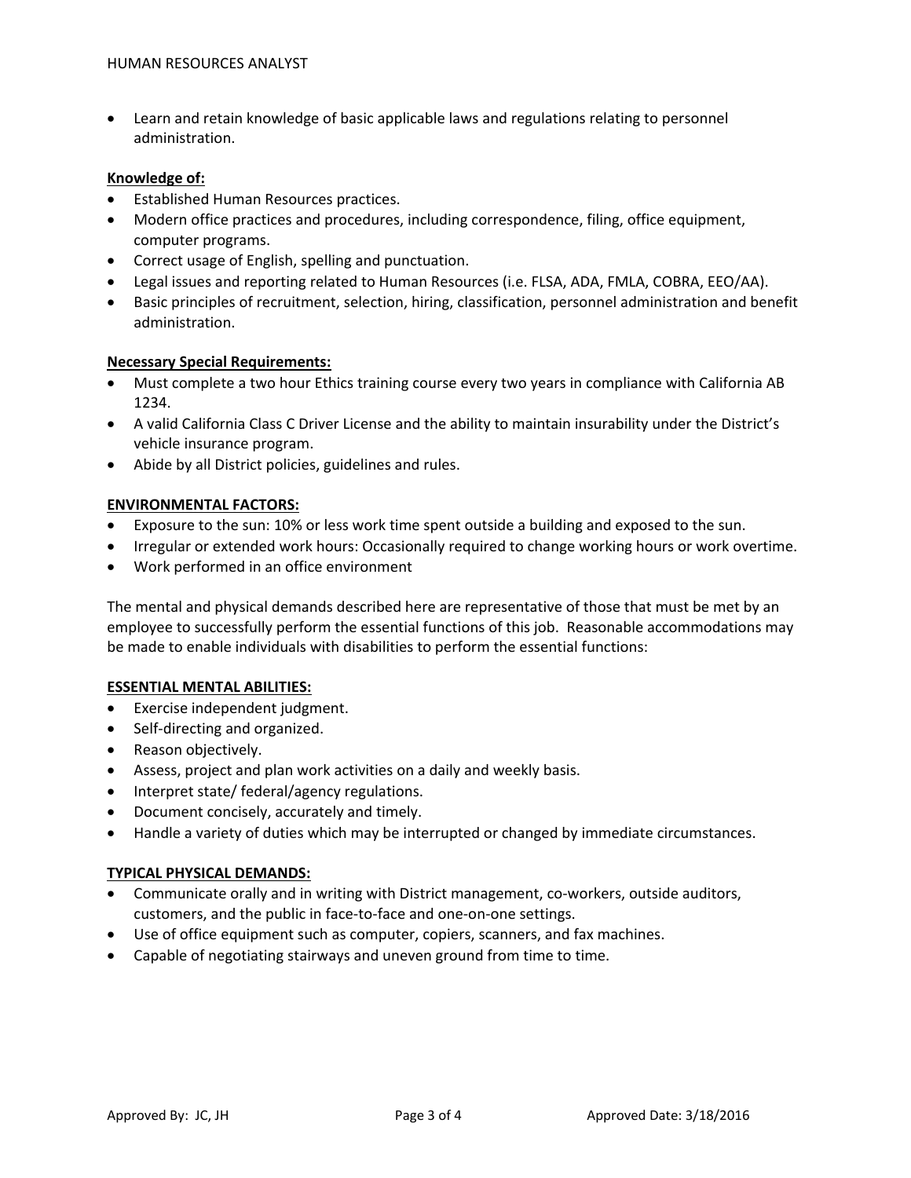- Learn and retain knowledge of basic applicable laws and regulations relating to personnel administration.

**Knowledge of:**

- Established Human Resources practices.
- Modern office practices and procedures, including correspondence, filing, office equipment, computer programs.
- Correct usage of English, spelling and punctuation.
- Legal issues and reporting related to Human Resources (i.e. FLSA, ADA, FMLA, COBRA, EEO/AA).
- Basic principles of recruitment, selection, hiring, classification, personnel administration and benefit administration.

**Necessary Special Requirements:**

- Must complete a two hour Ethics training course every two years in compliance with California AB 1234.
- A valid California Class C Driver License and the ability to maintain insurability under the District's vehicle insurance program.
- Abide by all District policies, guidelines and rules.

**ENVIRONMENTAL FACTORS:**

- Exposure to the sun: 10% or less work time spent outside a building and exposed to the sun.
- Irregular or extended work hours: Occasionally required to change working hours or work overtime.
- Work performed in an office environment

The mental and physical demands described here are representative of those that must be met by an employee to successfully perform the essential functions of this job. Reasonable accommodations may be made to enable individuals with disabilities to perform the essential functions:

**ESSENTIAL MENTAL ABILITIES:**

- Exercise independent judgment.
- Self-directing and organized.
- Reason objectively.
- Assess, project and plan work activities on a daily and weekly basis.
- Interpret state/ federal/agency regulations.
- Document concisely, accurately and timely.
- Handle a variety of duties which may be interrupted or changed by immediate circumstances.

**TYPICAL PHYSICAL DEMANDS:**

- Communicate orally and in writing with District management, co-workers, outside auditors, customers, and the public in face-to-face and one-on-one settings.
- Use of office equipment such as computer, copiers, scanners, and fax machines.
- Capable of negotiating stairways and uneven ground from time to time.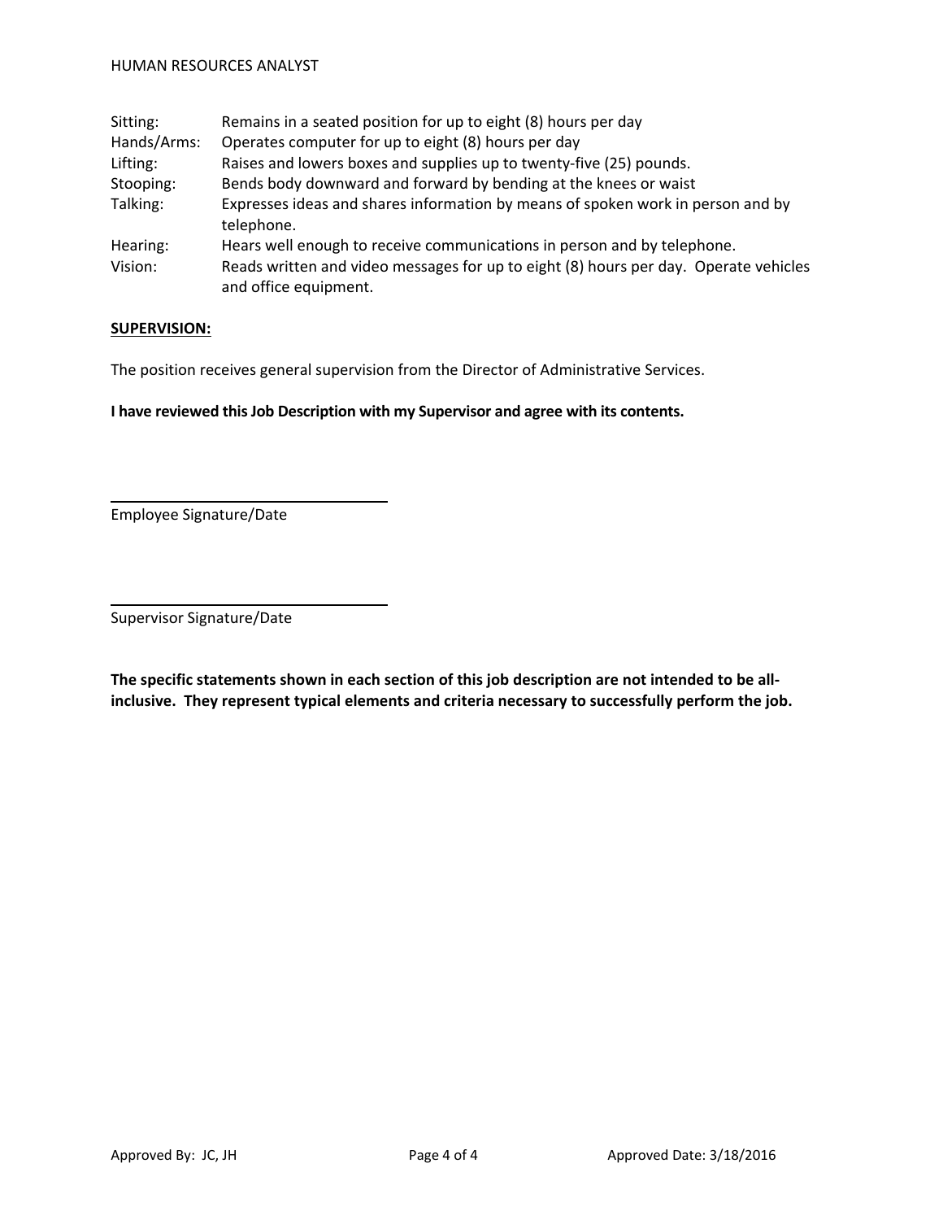| | |
|---|---|
| Sitting: | Remains in a seated position for up to eight (8) hours per day |
| Hands/Arms: | Operates computer for up to eight (8) hours per day |
| Lifting: | Raises and lowers boxes and supplies up to twenty-five (25) pounds. |
| Stooping: | Bends body downward and forward by bending at the knees or waist |
| Talking: | Expresses ideas and shares information by means of spoken work in person and by telephone. |
| Hearing: | Hears well enough to receive communications in person and by telephone. |
| Vision: | Reads written and video messages for up to eight (8) hours per day. Operate vehicles and office equipment. |

**SUPERVISION:**

The position receives general supervision from the Director of Administrative Services.

**I have reviewed this Job Description with my Supervisor and agree with its contents.**

\_\_\_\_\_\_\_\_\_\_\_\_\_\_\_\_\_\_\_\_\_\_\_\_\_\_\_\_\_\_\_\_
Employee Signature/Date

\_\_\_\_\_\_\_\_\_\_\_\_\_\_\_\_\_\_\_\_\_\_\_\_\_\_\_\_\_\_\_\_
Supervisor Signature/Date

**The specific statements shown in each section of this job description are not intended to be all-inclusive. They represent typical elements and criteria necessary to successfully perform the job.**

Approved By: JC, JH

Approved Date: 3/18/2016